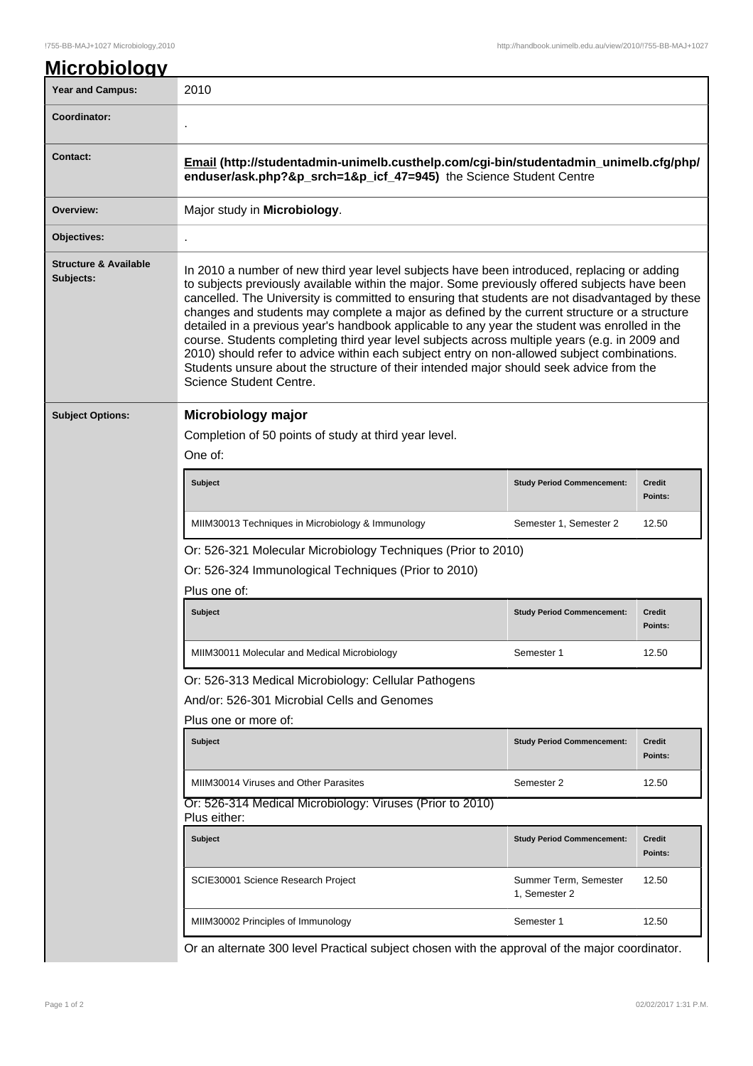# Microbiology

| | |
|---|---|
| **Year and Campus:** | 2010 |
| **Coordinator:** | . |
| **Contact:** | **Email (http://studentadmin-unimelb.custhelp.com/cgi-bin/studentadmin_unimelb.cfg/php/enduser/ask.php?&p_srch=1&p_icf_47=945)** the Science Student Centre |
| **Overview:** | Major study in **Microbiology**. |
| **Objectives:** | . |
| **Structure & Available Subjects:** | In 2010 a number of new third year level subjects have been introduced, replacing or adding to subjects previously available within the major. Some previously offered subjects have been cancelled. The University is committed to ensuring that students are not disadvantaged by these changes and students may complete a major as defined by the current structure or a structure detailed in a previous year's handbook applicable to any year the student was enrolled in the course. Students completing third year level subjects across multiple years (e.g. in 2009 and 2010) should refer to advice within each subject entry on non-allowed subject combinations. Students unsure about the structure of their intended major should seek advice from the Science Student Centre. |

**Subject Options:**

### Microbiology major

Completion of 50 points of study at third year level.

One of:

| Subject | Study Period Commencement: | Credit Points: |
|---|---|---|
| MIIM30013 Techniques in Microbiology & Immunology | Semester 1, Semester 2 | 12.50 |

Or: 526-321 Molecular Microbiology Techniques (Prior to 2010)

Or: 526-324 Immunological Techniques (Prior to 2010)

Plus one of:

| Subject | Study Period Commencement: | Credit Points: |
|---|---|---|
| MIIM30011 Molecular and Medical Microbiology | Semester 1 | 12.50 |

Or: 526-313 Medical Microbiology: Cellular Pathogens

And/or: 526-301 Microbial Cells and Genomes

Plus one or more of:

| Subject | Study Period Commencement: | Credit Points: |
|---|---|---|
| MIIM30014 Viruses and Other Parasites | Semester 2 | 12.50 |

Or: 526-314 Medical Microbiology: Viruses (Prior to 2010)

Plus either:

| Subject | Study Period Commencement: | Credit Points: |
|---|---|---|
| SCIE30001 Science Research Project | Summer Term, Semester 1, Semester 2 | 12.50 |
| MIIM30002 Principles of Immunology | Semester 1 | 12.50 |

Or an alternate 300 level Practical subject chosen with the approval of the major coordinator.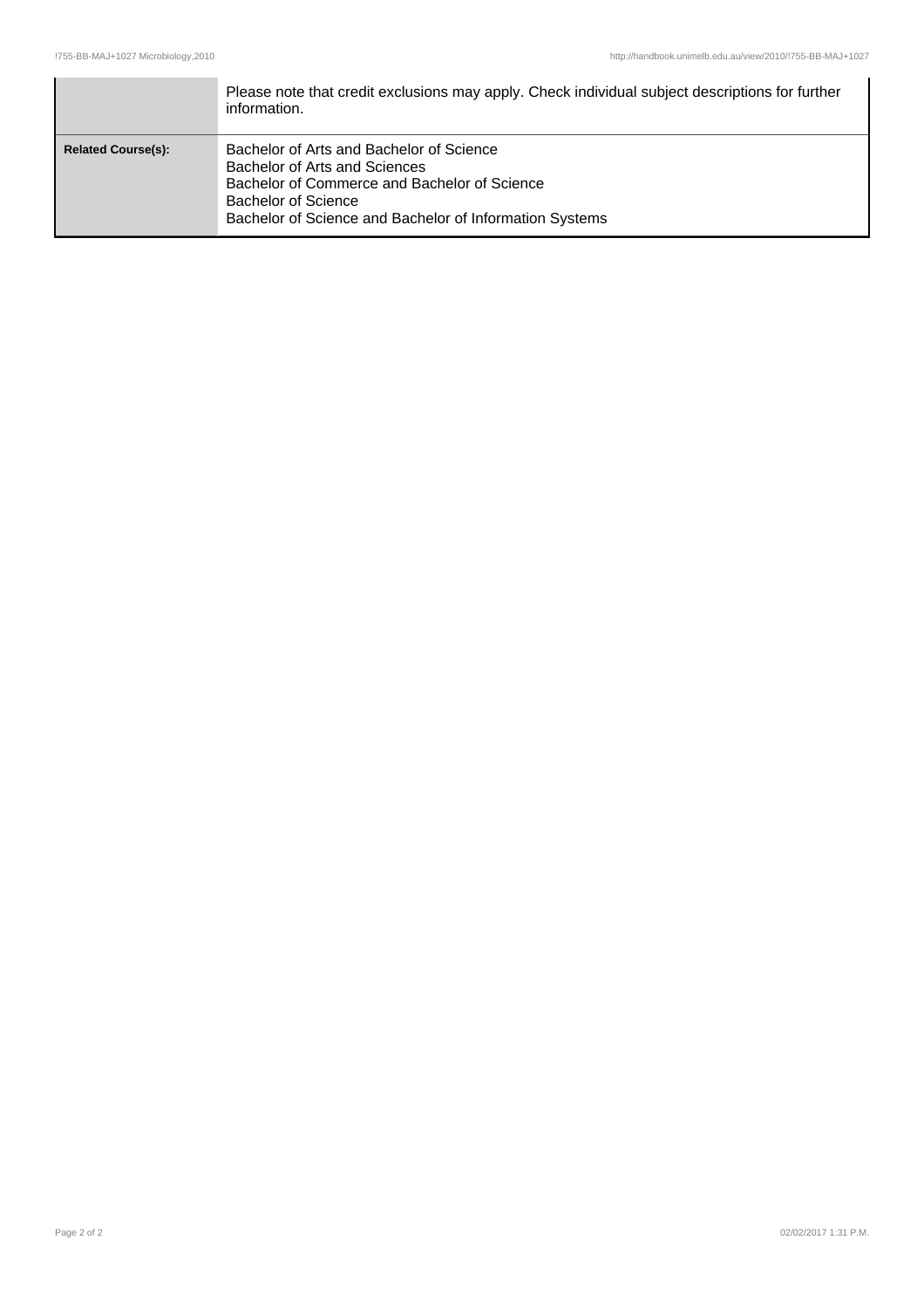| | |
|---|---|
| | Please note that credit exclusions may apply. Check individual subject descriptions for further information. |
| **Related Course(s):** | Bachelor of Arts and Bachelor of Science<br>Bachelor of Arts and Sciences<br>Bachelor of Commerce and Bachelor of Science<br>Bachelor of Science<br>Bachelor of Science and Bachelor of Information Systems |